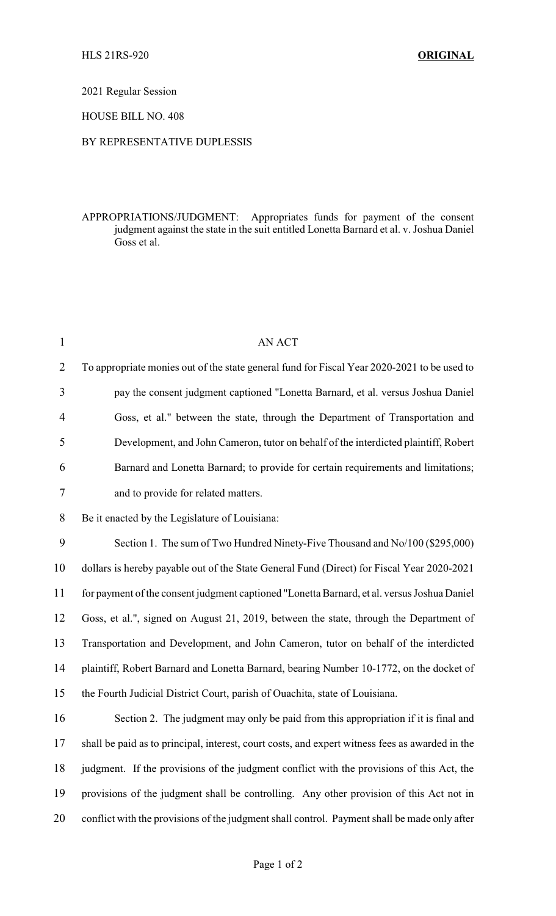HLS 21RS-920 **ORIGINAL**

2021 Regular Session

HOUSE BILL NO. 408

BY REPRESENTATIVE DUPLESSIS

APPROPRIATIONS/JUDGMENT: Appropriates funds for payment of the consent judgment against the state in the suit entitled Lonetta Barnard et al. v. Joshua Daniel Goss et al.

AN ACT

To appropriate monies out of the state general fund for Fiscal Year 2020-2021 to be used to pay the consent judgment captioned "Lonetta Barnard, et al. versus Joshua Daniel Goss, et al." between the state, through the Department of Transportation and Development, and John Cameron, tutor on behalf of the interdicted plaintiff, Robert Barnard and Lonetta Barnard; to provide for certain requirements and limitations; and to provide for related matters.

Be it enacted by the Legislature of Louisiana:

Section 1. The sum of Two Hundred Ninety-Five Thousand and No/100 ($295,000) dollars is hereby payable out of the State General Fund (Direct) for Fiscal Year 2020-2021 for payment of the consent judgment captioned "Lonetta Barnard, et al. versus Joshua Daniel Goss, et al.", signed on August 21, 2019, between the state, through the Department of Transportation and Development, and John Cameron, tutor on behalf of the interdicted plaintiff, Robert Barnard and Lonetta Barnard, bearing Number 10-1772, on the docket of the Fourth Judicial District Court, parish of Ouachita, state of Louisiana.

Section 2. The judgment may only be paid from this appropriation if it is final and shall be paid as to principal, interest, court costs, and expert witness fees as awarded in the judgment. If the provisions of the judgment conflict with the provisions of this Act, the provisions of the judgment shall be controlling. Any other provision of this Act not in conflict with the provisions of the judgment shall control. Payment shall be made only after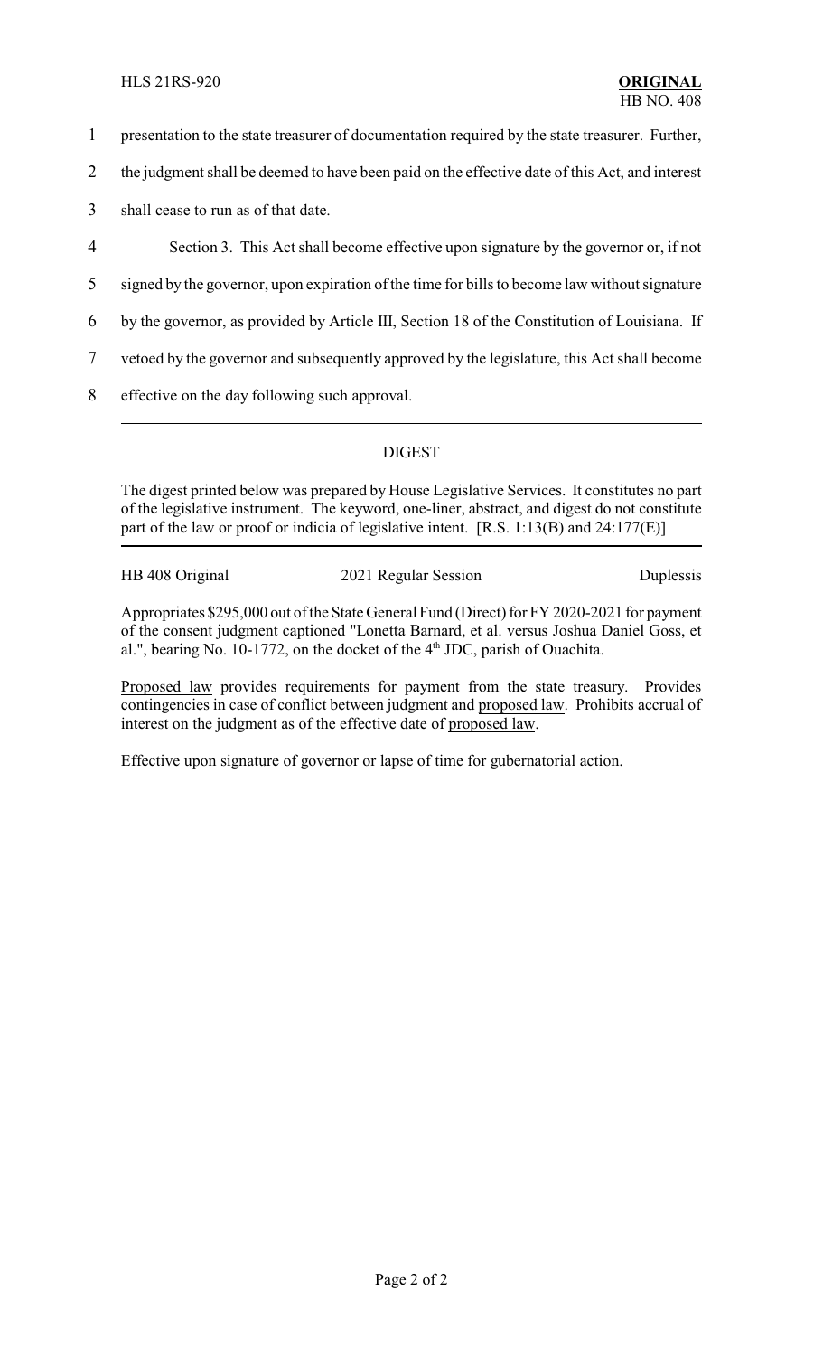presentation to the state treasurer of documentation required by the state treasurer. Further, the judgment shall be deemed to have been paid on the effective date of this Act, and interest shall cease to run as of that date.

Section 3. This Act shall become effective upon signature by the governor or, if not signed by the governor, upon expiration of the time for bills to become law without signature by the governor, as provided by Article III, Section 18 of the Constitution of Louisiana. If vetoed by the governor and subsequently approved by the legislature, this Act shall become effective on the day following such approval.

---

## DIGEST

The digest printed below was prepared by House Legislative Services. It constitutes no part of the legislative instrument. The keyword, one-liner, abstract, and digest do not constitute part of the law or proof or indicia of legislative intent. [R.S. 1:13(B) and 24:177(E)]

---

HB 408 Original | 2021 Regular Session | Duplessis

Appropriates $295,000 out of the State General Fund (Direct) for FY 2020-2021 for payment of the consent judgment captioned "Lonetta Barnard, et al. versus Joshua Daniel Goss, et al.", bearing No. 10-1772, on the docket of the 4th JDC, parish of Ouachita.

Proposed law provides requirements for payment from the state treasury. Provides contingencies in case of conflict between judgment and proposed law. Prohibits accrual of interest on the judgment as of the effective date of proposed law.

Effective upon signature of governor or lapse of time for gubernatorial action.